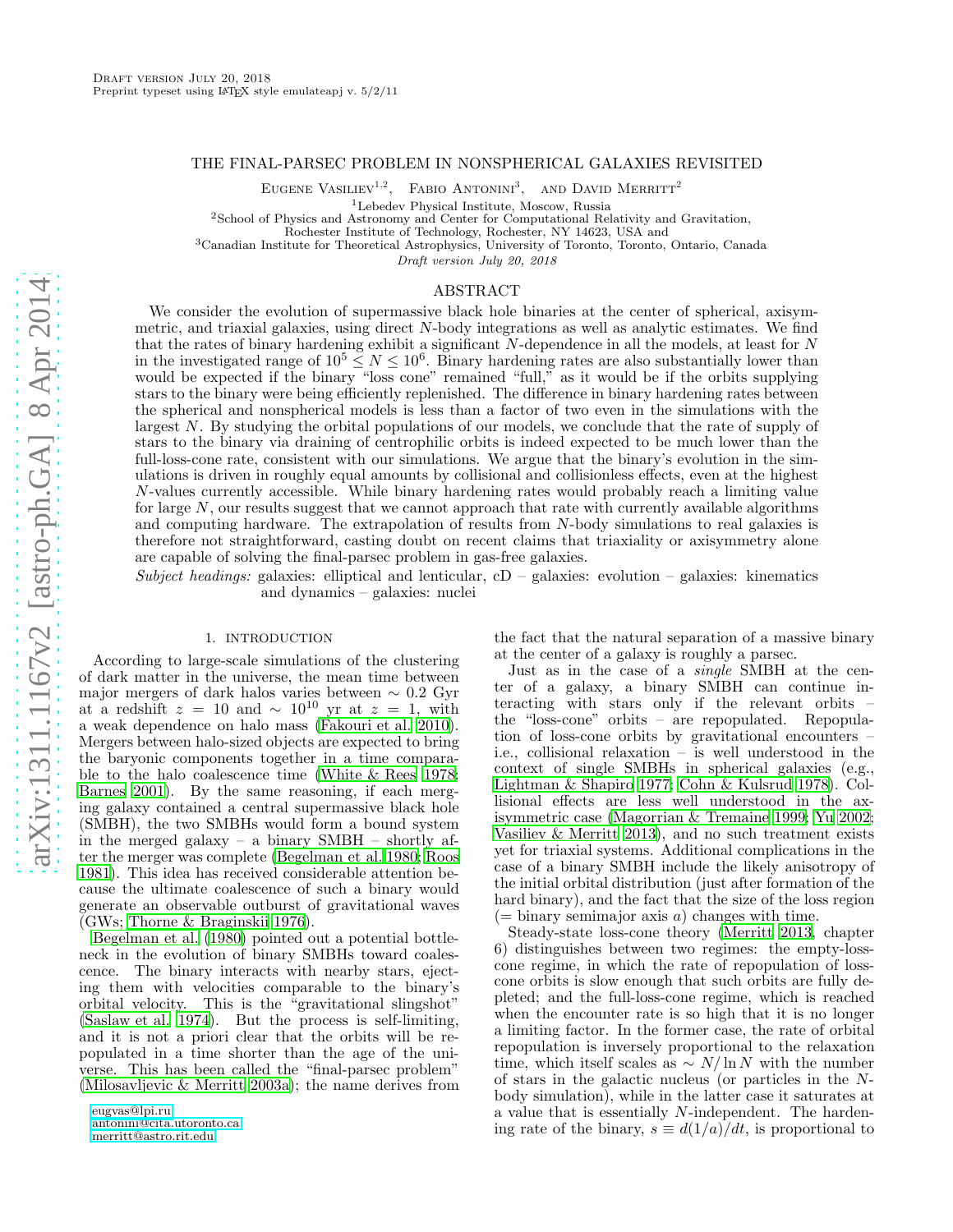# THE FINAL-PARSEC PROBLEM IN NONSPHERICAL GALAXIES REVISITED

Eugene Vasiliev[1,2], Fabio Antonini[3], and David Merritt[2]

[1]Lebedev Physical Institute, Moscow, Russia

[2]School of Physics and Astronomy and Center for Computational Relativity and Gravitation, Rochester Institute of Technology, Rochester, NY 14623, USA and

[3]Canadian Institute for Theoretical Astrophysics, University of Toronto, Toronto, Ontario, Canada

*Draft version July 20, 2018*

## ABSTRACT

We consider the evolution of supermassive black hole binaries at the center of spherical, axisymmetric, and triaxial galaxies, using direct $N$-body integrations as well as analytic estimates. We find that the rates of binary hardening exhibit a significant $N$-dependence in all the models, at least for $N$ in the investigated range of $10^5 \leq N \leq 10^6$. Binary hardening rates are also substantially lower than would be expected if the binary "loss cone" remained "full," as it would be if the orbits supplying stars to the binary were being efficiently replenished. The difference in binary hardening rates between the spherical and nonspherical models is less than a factor of two even in the simulations with the largest $N$. By studying the orbital populations of our models, we conclude that the rate of supply of stars to the binary via draining of centrophilic orbits is indeed expected to be much lower than the full-loss-cone rate, consistent with our simulations. We argue that the binary's evolution in the simulations is driven in roughly equal amounts by collisional and collisionless effects, even at the highest $N$-values currently accessible. While binary hardening rates would probably reach a limiting value for large $N$, our results suggest that we cannot approach that rate with currently available algorithms and computing hardware. The extrapolation of results from $N$-body simulations to real galaxies is therefore not straightforward, casting doubt on recent claims that triaxiality or axisymmetry alone are capable of solving the final-parsec problem in gas-free galaxies.

*Subject headings:* galaxies: elliptical and lenticular, cD – galaxies: evolution – galaxies: kinematics and dynamics – galaxies: nuclei

## 1. INTRODUCTION

According to large-scale simulations of the clustering of dark matter in the universe, the mean time between major mergers of dark halos varies between $\sim 0.2$ Gyr at a redshift $z = 10$ and $\sim 10^{10}$ yr at $z = 1$, with a weak dependence on halo mass (Fakouri et al. 2010). Mergers between halo-sized objects are expected to bring the baryonic components together in a time comparable to the halo coalescence time (White & Rees 1978; Barnes 2001). By the same reasoning, if each merging galaxy contained a central supermassive black hole (SMBH), the two SMBHs would form a bound system in the merged galaxy – a binary SMBH – shortly after the merger was complete (Begelman et al. 1980; Roos 1981). This idea has received considerable attention because the ultimate coalescence of such a binary would generate an observable outburst of gravitational waves (GWs; Thorne & Braginskii 1976).

Begelman et al. (1980) pointed out a potential bottleneck in the evolution of binary SMBHs toward coalescence. The binary interacts with nearby stars, ejecting them with velocities comparable to the binary's orbital velocity. This is the "gravitational slingshot" (Saslaw et al. 1974). But the process is self-limiting, and it is not a priori clear that the orbits will be repopulated in a time shorter than the age of the universe. This has been called the "final-parsec problem" (Milosavljevic & Merritt 2003a); the name derives from the fact that the natural separation of a massive binary at the center of a galaxy is roughly a parsec.

Just as in the case of a *single* SMBH at the center of a galaxy, a binary SMBH can continue interacting with stars only if the relevant orbits – the "loss-cone" orbits – are repopulated. Repopulation of loss-cone orbits by gravitational encounters – i.e., collisional relaxation – is well understood in the context of single SMBHs in spherical galaxies (e.g., Lightman & Shapiro 1977; Cohn & Kulsrud 1978). Collisional effects are less well understood in the axisymmetric case (Magorrian & Tremaine 1999; Yu 2002; Vasiliev & Merritt 2013), and no such treatment exists yet for triaxial systems. Additional complications in the case of a binary SMBH include the likely anisotropy of the initial orbital distribution (just after formation of the hard binary), and the fact that the size of the loss region (= binary semimajor axis $a$) changes with time.

Steady-state loss-cone theory (Merritt 2013, chapter 6) distinguishes between two regimes: the empty-loss-cone regime, in which the rate of repopulation of loss-cone orbits is slow enough that such orbits are fully depleted; and the full-loss-cone regime, which is reached when the encounter rate is so high that it is no longer a limiting factor. In the former case, the rate of orbital repopulation is inversely proportional to the relaxation time, which itself scales as $\sim N/\ln N$ with the number of stars in the galactic nucleus (or particles in the $N$-body simulation), while in the latter case it saturates at a value that is essentially $N$-independent. The hardening rate of the binary, $s \equiv d(1/a)/dt$, is proportional to

eugvas@lpi.ru
antonini@cita.utoronto.ca
merritt@astro.rit.edu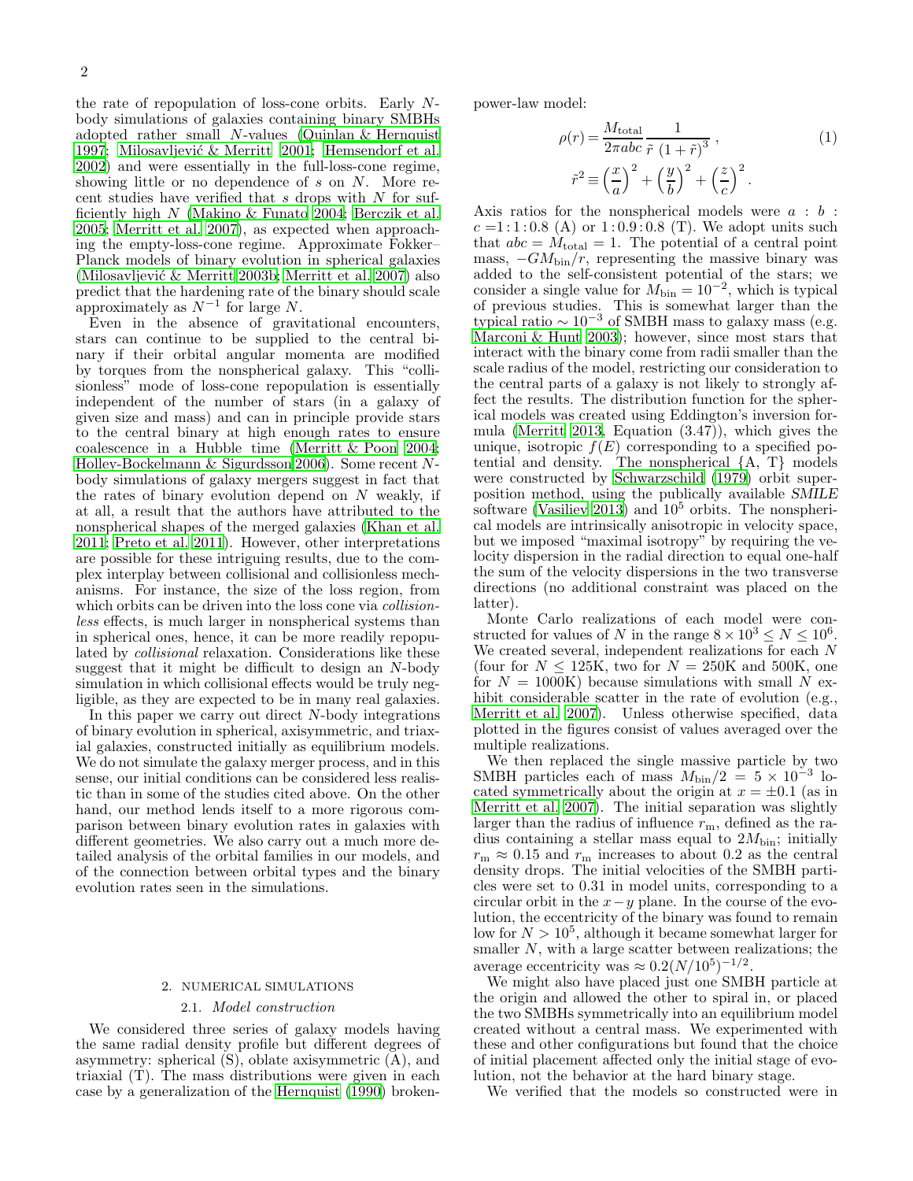the rate of repopulation of loss-cone orbits. Early $N$-body simulations of galaxies containing binary SMBHs adopted rather small $N$-values (Quinlan & Hernquist 1997; Milosavljević & Merritt 2001; Hemsendorf et al. 2002) and were essentially in the full-loss-cone regime, showing little or no dependence of $s$ on $N$. More recent studies have verified that $s$ drops with $N$ for sufficiently high $N$ (Makino & Funato 2004; Berczik et al. 2005; Merritt et al. 2007), as expected when approaching the empty-loss-cone regime. Approximate Fokker–Planck models of binary evolution in spherical galaxies (Milosavljević & Merritt 2003b; Merritt et al. 2007) also predict that the hardening rate of the binary should scale approximately as $N^{-1}$ for large $N$.

Even in the absence of gravitational encounters, stars can continue to be supplied to the central binary if their orbital angular momenta are modified by torques from the nonspherical galaxy. This "collisionless" mode of loss-cone repopulation is essentially independent of the number of stars (in a galaxy of given size and mass) and can in principle provide stars to the central binary at high enough rates to ensure coalescence in a Hubble time (Merritt & Poon 2004; Holley-Bockelmann & Sigurdsson 2006). Some recent $N$-body simulations of galaxy mergers suggest in fact that the rates of binary evolution depend on $N$ weakly, if at all, a result that the authors have attributed to the nonspherical shapes of the merged galaxies (Khan et al. 2011; Preto et al. 2011). However, other interpretations are possible for these intriguing results, due to the complex interplay between collisional and collisionless mechanisms. For instance, the size of the loss region, from which orbits can be driven into the loss cone via *collisionless* effects, is much larger in nonspherical systems than in spherical ones, hence, it can be more readily repopulated by *collisional* relaxation. Considerations like these suggest that it might be difficult to design an $N$-body simulation in which collisional effects would be truly negligible, as they are expected to be in many real galaxies.

In this paper we carry out direct $N$-body integrations of binary evolution in spherical, axisymmetric, and triaxial galaxies, constructed initially as equilibrium models. We do not simulate the galaxy merger process, and in this sense, our initial conditions can be considered less realistic than in some of the studies cited above. On the other hand, our method lends itself to a more rigorous comparison between binary evolution rates in galaxies with different geometries. We also carry out a much more detailed analysis of the orbital families in our models, and of the connection between orbital types and the binary evolution rates seen in the simulations.

## 2. NUMERICAL SIMULATIONS

### 2.1. *Model construction*

We considered three series of galaxy models having the same radial density profile but different degrees of asymmetry: spherical (S), oblate axisymmetric (A), and triaxial (T). The mass distributions were given in each case by a generalization of the Hernquist (1990) broken-power-law model:

$$
\rho(r) = \frac{M_{\rm total}}{2\pi abc} \frac{1}{\tilde{r}\,(1+\tilde{r})^3}\,, \qquad (1)
$$

$$
\tilde{r}^2 \equiv \left(\frac{x}{a}\right)^2 + \left(\frac{y}{b}\right)^2 + \left(\frac{z}{c}\right)^2 .
$$

Axis ratios for the nonspherical models were $a : b : c = 1 : 1 : 0.8$ (A) or $1 : 0.9 : 0.8$ (T). We adopt units such that $abc = M_{\rm total} = 1$. The potential of a central point mass, $-GM_{\rm bin}/r$, representing the massive binary was added to the self-consistent potential of the stars; we consider a single value for $M_{\rm bin} = 10^{-2}$, which is typical of previous studies. This is somewhat larger than the typical ratio $\sim 10^{-3}$ of SMBH mass to galaxy mass (e.g. Marconi & Hunt 2003); however, since most stars that interact with the binary come from radii smaller than the scale radius of the model, restricting our consideration to the central parts of a galaxy is not likely to strongly affect the results. The distribution function for the spherical models was created using Eddington's inversion formula (Merritt 2013, Equation (3.47)), which gives the unique, isotropic $f(E)$ corresponding to a specified potential and density. The nonspherical {A, T} models were constructed by Schwarzschild (1979) orbit superposition method, using the publically available *SMILE* software (Vasiliev 2013) and $10^5$ orbits. The nonspherical models are intrinsically anisotropic in velocity space, but we imposed "maximal isotropy" by requiring the velocity dispersion in the radial direction to equal one-half the sum of the velocity dispersions in the two transverse directions (no additional constraint was placed on the latter).

Monte Carlo realizations of each model were constructed for values of $N$ in the range $8 \times 10^3 \leq N \leq 10^6$. We created several, independent realizations for each $N$ (four for $N \leq 125$K, two for $N = 250$K and 500K, one for $N = 1000$K) because simulations with small $N$ exhibit considerable scatter in the rate of evolution (e.g., Merritt et al. 2007). Unless otherwise specified, data plotted in the figures consist of values averaged over the multiple realizations.

We then replaced the single massive particle by two SMBH particles each of mass $M_{\rm bin}/2 = 5 \times 10^{-3}$ located symmetrically about the origin at $x = \pm 0.1$ (as in Merritt et al. 2007). The initial separation was slightly larger than the radius of influence $r_{\rm m}$, defined as the radius containing a stellar mass equal to $2M_{\rm bin}$; initially $r_{\rm m} \approx 0.15$ and $r_{\rm m}$ increases to about 0.2 as the central density drops. The initial velocities of the SMBH particles were set to 0.31 in model units, corresponding to a circular orbit in the $x-y$ plane. In the course of the evolution, the eccentricity of the binary was found to remain low for $N > 10^5$, although it became somewhat larger for smaller $N$, with a large scatter between realizations; the average eccentricity was $\approx 0.2(N/10^5)^{-1/2}$.

We might also have placed just one SMBH particle at the origin and allowed the other to spiral in, or placed the two SMBHs symmetrically into an equilibrium model created without a central mass. We experimented with these and other configurations but found that the choice of initial placement affected only the initial stage of evolution, not the behavior at the hard binary stage.

We verified that the models so constructed were in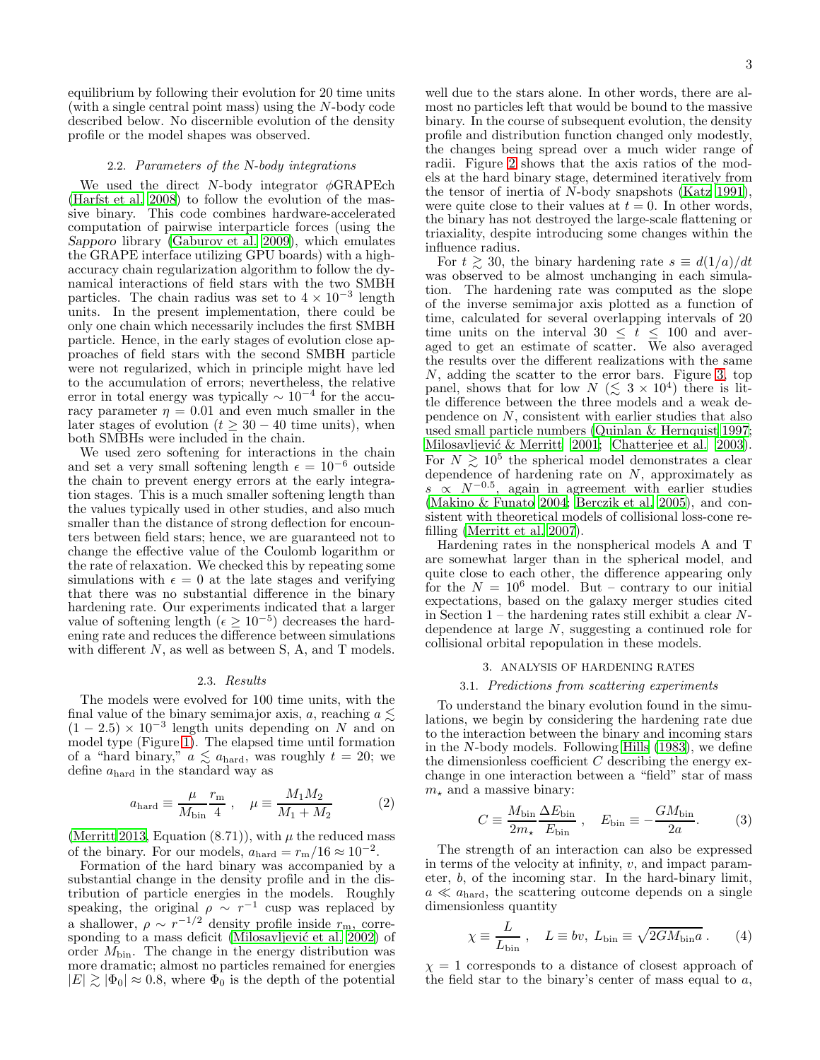equilibrium by following their evolution for 20 time units (with a single central point mass) using the $N$-body code described below. No discernible evolution of the density profile or the model shapes was observed.

### 2.2. *Parameters of the N-body integrations*

We used the direct $N$-body integrator $\phi$GRAPEch (Harfst et al. 2008) to follow the evolution of the massive binary. This code combines hardware-accelerated computation of pairwise interparticle forces (using the *Sapporo* library (Gaburov et al. 2009), which emulates the GRAPE interface utilizing GPU boards) with a high-accuracy chain regularization algorithm to follow the dynamical interactions of field stars with the two SMBH particles. The chain radius was set to $4 \times 10^{-3}$ length units. In the present implementation, there could be only one chain which necessarily includes the first SMBH particle. Hence, in the early stages of evolution close approaches of field stars with the second SMBH particle were not regularized, which in principle might have led to the accumulation of errors; nevertheless, the relative error in total energy was typically $\sim 10^{-4}$ for the accuracy parameter $\eta = 0.01$ and even much smaller in the later stages of evolution ($t \geq 30 - 40$ time units), when both SMBHs were included in the chain.

We used zero softening for interactions in the chain and set a very small softening length $\epsilon = 10^{-6}$ outside the chain to prevent energy errors at the early integration stages. This is a much smaller softening length than the values typically used in other studies, and also much smaller than the distance of strong deflection for encounters between field stars; hence, we are guaranteed not to change the effective value of the Coulomb logarithm or the rate of relaxation. We checked this by repeating some simulations with $\epsilon = 0$ at the late stages and verifying that there was no substantial difference in the binary hardening rate. Our experiments indicated that a larger value of softening length ($\epsilon \geq 10^{-5}$) decreases the hardening rate and reduces the difference between simulations with different $N$, as well as between S, A, and T models.

### 2.3. *Results*

The models were evolved for 100 time units, with the final value of the binary semimajor axis, $a$, reaching $a \lesssim (1 - 2.5) \times 10^{-3}$ length units depending on $N$ and on model type (Figure 1). The elapsed time until formation of a "hard binary," $a \lesssim a_{\rm hard}$, was roughly $t = 20$; we define $a_{\rm hard}$ in the standard way as

$$a_{\rm hard} \equiv \frac{\mu}{M_{\rm bin}} \frac{r_{\rm m}}{4} , \quad \mu \equiv \frac{M_1 M_2}{M_1 + M_2} \tag{2}$$

(Merritt 2013, Equation (8.71)), with $\mu$ the reduced mass of the binary. For our models, $a_{\rm hard} = r_{\rm m}/16 \approx 10^{-2}$.

Formation of the hard binary was accompanied by a substantial change in the density profile and in the distribution of particle energies in the models. Roughly speaking, the original $\rho \sim r^{-1}$ cusp was replaced by a shallower, $\rho \sim r^{-1/2}$ density profile inside $r_{\rm m}$, corresponding to a mass deficit (Milosavljević et al. 2002) of order $M_{\rm bin}$. The change in the energy distribution was more dramatic; almost no particles remained for energies $|E| \gtrsim |\Phi_0| \approx 0.8$, where $\Phi_0$ is the depth of the potential well due to the stars alone. In other words, there are almost no particles left that would be bound to the massive binary. In the course of subsequent evolution, the density profile and distribution function changed only modestly, the changes being spread over a much wider range of radii. Figure 2 shows that the axis ratios of the models at the hard binary stage, determined iteratively from the tensor of inertia of $N$-body snapshots (Katz 1991), were quite close to their values at $t = 0$. In other words, the binary has not destroyed the large-scale flattening or triaxiality, despite introducing some changes within the influence radius.

For $t \gtrsim 30$, the binary hardening rate $s \equiv d(1/a)/dt$ was observed to be almost unchanging in each simulation. The hardening rate was computed as the slope of the inverse semimajor axis plotted as a function of time, calculated for several overlapping intervals of 20 time units on the interval $30 \leq t \leq 100$ and averaged to get an estimate of scatter. We also averaged the results over the different realizations with the same $N$, adding the scatter to the error bars. Figure 3, top panel, shows that for low $N$ ($\lesssim 3 \times 10^4$) there is little difference between the three models and a weak dependence on $N$, consistent with earlier studies that also used small particle numbers (Quinlan & Hernquist 1997; Milosavljević & Merritt 2001; Chatterjee et al. 2003). For $N \gtrsim 10^5$ the spherical model demonstrates a clear dependence of hardening rate on $N$, approximately as $s \propto N^{-0.5}$, again in agreement with earlier studies (Makino & Funato 2004; Berczik et al. 2005), and consistent with theoretical models of collisional loss-cone refilling (Merritt et al. 2007).

Hardening rates in the nonspherical models A and T are somewhat larger than in the spherical model, and quite close to each other, the difference appearing only for the $N = 10^6$ model. But – contrary to our initial expectations, based on the galaxy merger studies cited in Section 1 – the hardening rates still exhibit a clear $N$-dependence at large $N$, suggesting a continued role for collisional orbital repopulation in these models.

## 3. ANALYSIS OF HARDENING RATES

### 3.1. *Predictions from scattering experiments*

To understand the binary evolution found in the simulations, we begin by considering the hardening rate due to the interaction between the binary and incoming stars in the $N$-body models. Following Hills (1983), we define the dimensionless coefficient $C$ describing the energy exchange in one interaction between a "field" star of mass $m_\star$ and a massive binary:

$$C \equiv \frac{M_{\rm bin}}{2m_\star} \frac{\Delta E_{\rm bin}}{E_{\rm bin}} , \quad E_{\rm bin} \equiv -\frac{GM_{\rm bin}}{2a}. \tag{3}$$

The strength of an interaction can also be expressed in terms of the velocity at infinity, $v$, and impact parameter, $b$, of the incoming star. In the hard-binary limit, $a \ll a_{\rm hard}$, the scattering outcome depends on a single dimensionless quantity

$$\chi \equiv \frac{L}{L_{\rm bin}} , \quad L \equiv bv, \; L_{\rm bin} \equiv \sqrt{2GM_{\rm bin}a} \, . \tag{4}$$

$\chi = 1$ corresponds to a distance of closest approach of the field star to the binary's center of mass equal to $a$,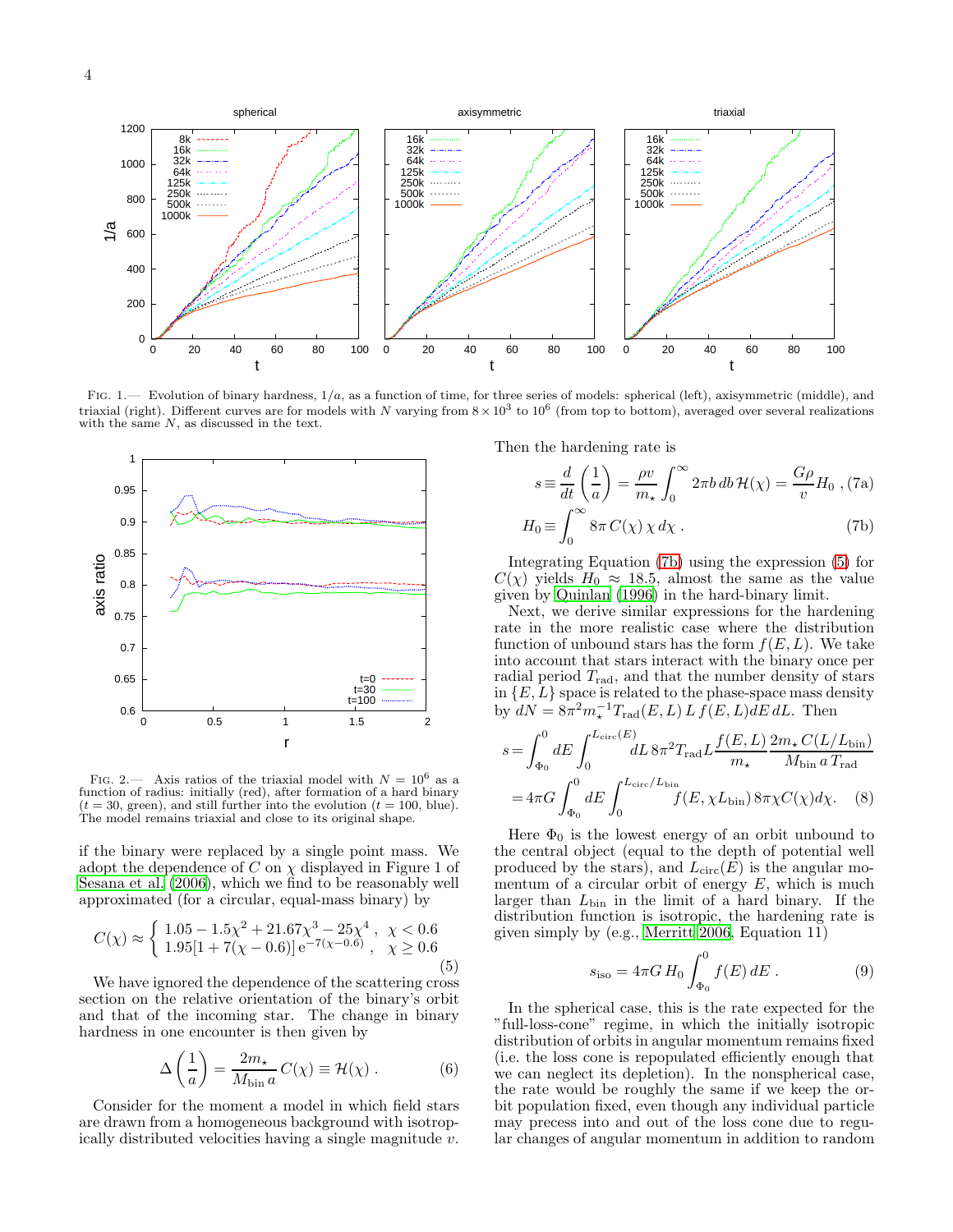FIG. 1.— Evolution of binary hardness, $1/a$, as a function of time, for three series of models: spherical (left), axisymmetric (middle), and triaxial (right). Different curves are for models with $N$ varying from $8 \times 10^3$ to $10^6$ (from top to bottom), averaged over several realizations with the same $N$, as discussed in the text.

FIG. 2.— Axis ratios of the triaxial model with $N = 10^6$ as a function of radius: initially (red), after formation of a hard binary ($t = 30$, green), and still further into the evolution ($t = 100$, blue). The model remains triaxial and close to its original shape.

if the binary were replaced by a single point mass. We adopt the dependence of $C$ on $\chi$ displayed in Figure 1 of Sesana et al. (2006), which we find to be reasonably well approximated (for a circular, equal-mass binary) by

$$C(\chi) \approx \begin{cases} 1.05 - 1.5\chi^2 + 21.67\chi^3 - 25\chi^4 \, , & \chi < 0.6 \\ 1.95[1 + 7(\chi - 0.6)]\, \mathrm{e}^{-7(\chi-0.6)} \, , & \chi \geq 0.6 \end{cases} \tag{5}$$

We have ignored the dependence of the scattering cross section on the relative orientation of the binary's orbit and that of the incoming star. The change in binary hardness in one encounter is then given by

$$\Delta\left(\frac{1}{a}\right) = \frac{2m_\star}{M_{\rm bin}\, a}\, C(\chi) \equiv \mathcal{H}(\chi) \, . \tag{6}$$

Consider for the moment a model in which field stars are drawn from a homogeneous background with isotropically distributed velocities having a single magnitude $v$. Then the hardening rate is

$$s \equiv \frac{d}{dt}\left(\frac{1}{a}\right) = \frac{\rho v}{m_\star} \int_0^\infty 2\pi b\, db\, \mathcal{H}(\chi) = \frac{G\rho}{v} H_0 \, , \tag{7a}$$

$$H_0 \equiv \int_0^\infty 8\pi\, C(\chi)\, \chi\, d\chi \, . \tag{7b}$$

Integrating Equation (7b) using the expression (5) for $C(\chi)$ yields $H_0 \approx 18.5$, almost the same as the value given by Quinlan (1996) in the hard-binary limit.

Next, we derive similar expressions for the hardening rate in the more realistic case where the distribution function of unbound stars has the form $f(E, L)$. We take into account that stars interact with the binary once per radial period $T_{\rm rad}$, and that the number density of stars in $\{E, L\}$ space is related to the phase-space mass density by $dN = 8\pi^2 m_\star^{-1} T_{\rm rad}(E, L)\, L\, f(E, L) dE\, dL$. Then

$$\begin{aligned} s &= \int_{\Phi_0}^0 dE \int_0^{L_{\rm circ}(E)} dL\, 8\pi^2 T_{\rm rad} L \frac{f(E, L)}{m_\star} \frac{2m_\star\, C(L/L_{\rm bin})}{M_{\rm bin}\, a\, T_{\rm rad}} \\ &= 4\pi G \int_{\Phi_0}^0 dE \int_0^{L_{\rm circ}/L_{\rm bin}} f(E, \chi L_{\rm bin})\, 8\pi\chi C(\chi) d\chi. \end{aligned} \tag{8}$$

Here $\Phi_0$ is the lowest energy of an orbit unbound to the central object (equal to the depth of potential well produced by the stars), and $L_{\rm circ}(E)$ is the angular momentum of a circular orbit of energy $E$, which is much larger than $L_{\rm bin}$ in the limit of a hard binary. If the distribution function is isotropic, the hardening rate is given simply by (e.g., Merritt 2006, Equation 11)

$$s_{\rm iso} = 4\pi G\, H_0 \int_{\Phi_0}^0 f(E)\, dE \, . \tag{9}$$

In the spherical case, this is the rate expected for the "full-loss-cone" regime, in which the initially isotropic distribution of orbits in angular momentum remains fixed (i.e. the loss cone is repopulated efficiently enough that we can neglect its depletion). In the nonspherical case, the rate would be roughly the same if we keep the orbit population fixed, even though any individual particle may precess into and out of the loss cone due to regular changes of angular momentum in addition to random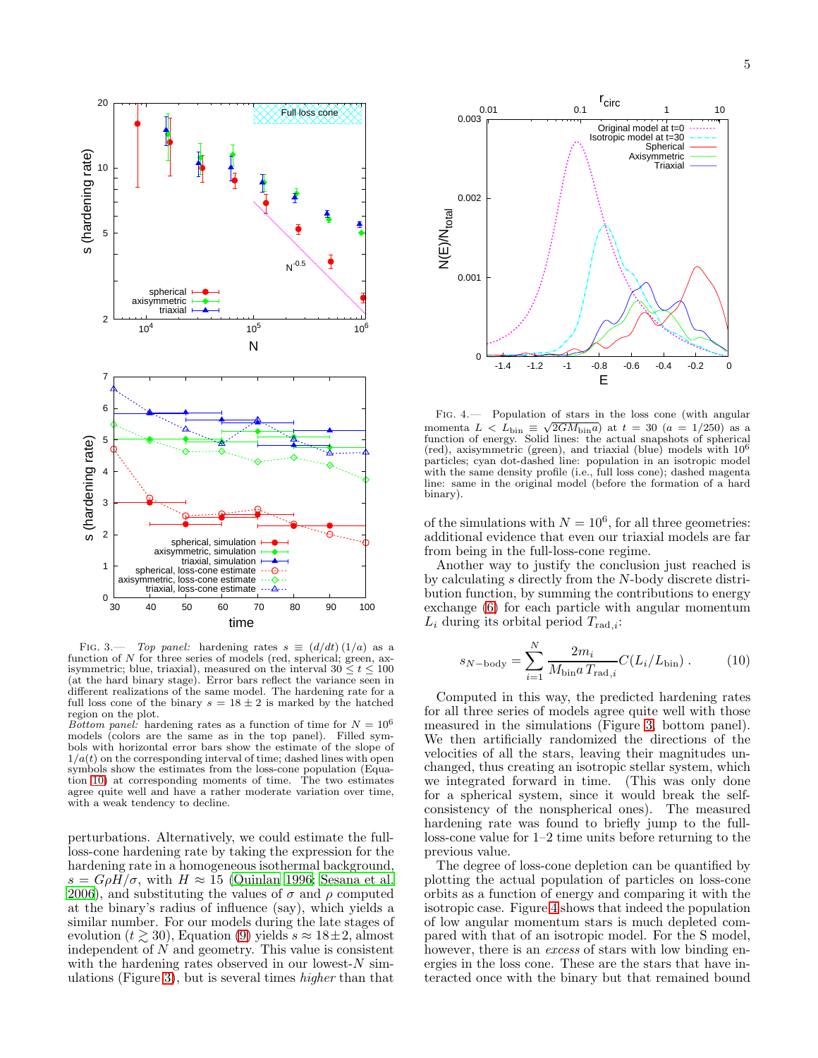FIG. 3.— *Top panel:* hardening rates $s \equiv (d/dt)\,(1/a)$ as a function of $N$ for three series of models (red, spherical; green, axisymmetric; blue, triaxial), measured on the interval $30 \le t \le 100$ (at the hard binary stage). Error bars reflect the variance seen in different realizations of the same model. The hardening rate for a full loss cone of the binary $s = 18 \pm 2$ is marked by the hatched region on the plot.
*Bottom panel:* hardening rates as a function of time for $N = 10^6$ models (colors are the same as in the top panel). Filled symbols with horizontal error bars show the estimate of the slope of $1/a(t)$ on the corresponding interval of time; dashed lines with open symbols show the estimates from the loss-cone population (Equation 10) at corresponding moments of time. The two estimates agree quite well and have a rather moderate variation over time, with a weak tendency to decline.

perturbations. Alternatively, we could estimate the full-loss-cone hardening rate by taking the expression for the hardening rate in a homogeneous isothermal background, $s = G\rho H/\sigma$, with $H \approx 15$ (Quinlan 1996; Sesana et al. 2006), and substituting the values of $\sigma$ and $\rho$ computed at the binary's radius of influence (say), which yields a similar number. For our models during the late stages of evolution ($t \gtrsim 30$), Equation (9) yields $s \approx 18 \pm 2$, almost independent of $N$ and geometry. This value is consistent with the hardening rates observed in our lowest-$N$ simulations (Figure 3), but is several times *higher* than that of the simulations with $N = 10^6$, for all three geometries: additional evidence that even our triaxial models are far from being in the full-loss-cone regime.

Another way to justify the conclusion just reached is by calculating $s$ directly from the $N$-body discrete distribution function, by summing the contributions to energy exchange (6) for each particle with angular momentum $L_i$ during its orbital period $T_{\mathrm{rad},i}$:

$$s_{N-\mathrm{body}} = \sum_{i=1}^{N} \frac{2m_i}{M_{\mathrm{bin}} a\, T_{\mathrm{rad},i}} C(L_i/L_{\mathrm{bin}}) \,. \qquad (10)$$

Computed in this way, the predicted hardening rates for all three series of models agree quite well with those measured in the simulations (Figure 3, bottom panel). We then artificially randomized the directions of the velocities of all the stars, leaving their magnitudes unchanged, thus creating an isotropic stellar system, which we integrated forward in time. (This was only done for a spherical system, since it would break the self-consistency of the nonspherical ones). The measured hardening rate was found to briefly jump to the full-loss-cone value for 1–2 time units before returning to the previous value.

The degree of loss-cone depletion can be quantified by plotting the actual population of particles on loss-cone orbits as a function of energy and comparing it with the isotropic case. Figure 4 shows that indeed the population of low angular momentum stars is much depleted compared with that of an isotropic model. For the S model, however, there is an *excess* of stars with low binding energies in the loss cone. These are the stars that have interacted once with the binary but that remained bound

FIG. 4.— Population of stars in the loss cone (with angular momenta $L < L_{\mathrm{bin}} \equiv \sqrt{2GM_{\mathrm{bin}}a}$) at $t = 30$ ($a = 1/250$) as a function of energy. Solid lines: the actual snapshots of spherical (red), axisymmetric (green), and triaxial (blue) models with $10^6$ particles; cyan dot-dashed line: population in an isotropic model with the same density profile (i.e., full loss cone); dashed magenta line: same in the original model (before the formation of a hard binary).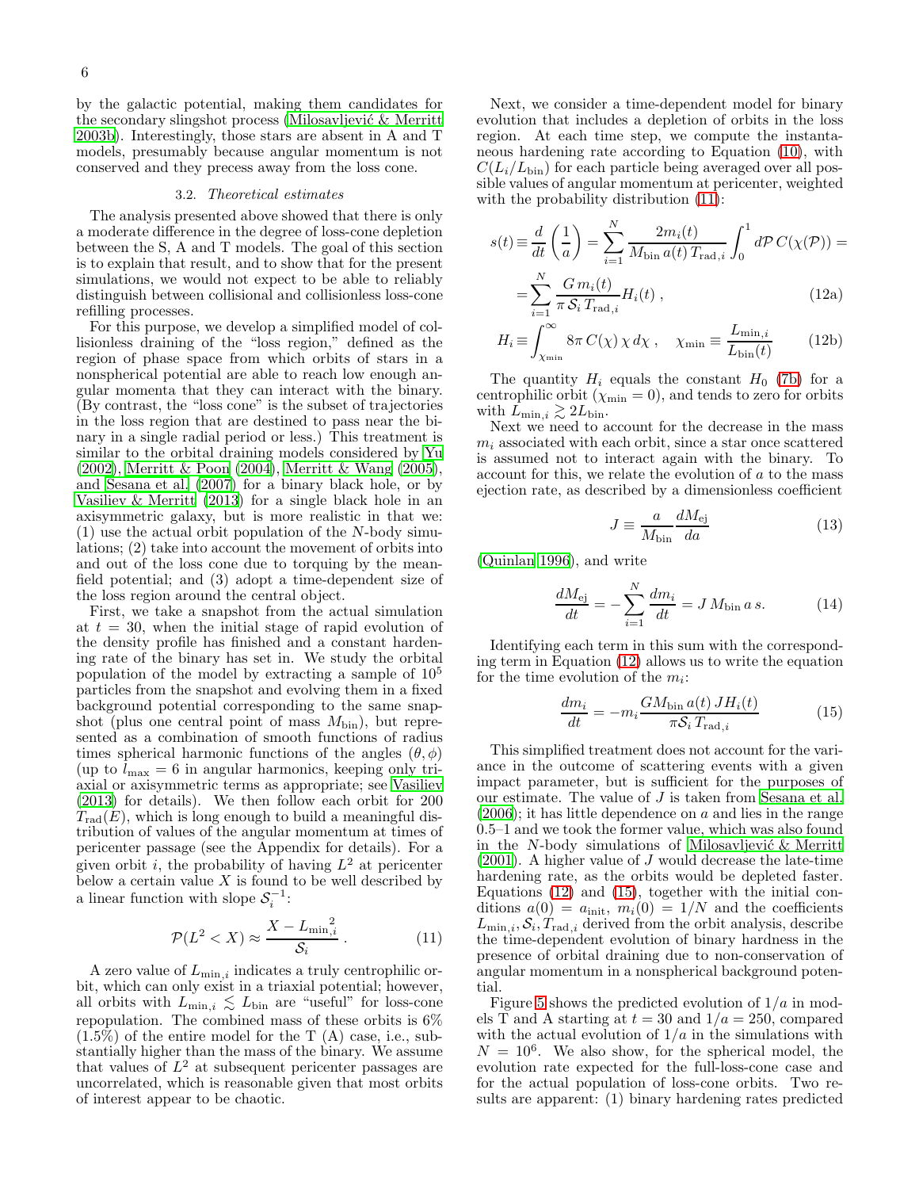by the galactic potential, making them candidates for the secondary slingshot process (Milosavljević & Merritt 2003b). Interestingly, those stars are absent in A and T models, presumably because angular momentum is not conserved and they precess away from the loss cone.

### 3.2. *Theoretical estimates*

The analysis presented above showed that there is only a moderate difference in the degree of loss-cone depletion between the S, A and T models. The goal of this section is to explain that result, and to show that for the present simulations, we would not expect to be able to reliably distinguish between collisional and collisionless loss-cone refilling processes.

For this purpose, we develop a simplified model of collisionless draining of the "loss region," defined as the region of phase space from which orbits of stars in a nonspherical potential are able to reach low enough angular momenta that they can interact with the binary. (By contrast, the "loss cone" is the subset of trajectories in the loss region that are destined to pass near the binary in a single radial period or less.) This treatment is similar to the orbital draining models considered by Yu (2002), Merritt & Poon (2004), Merritt & Wang (2005), and Sesana et al. (2007) for a binary black hole, or by Vasiliev & Merritt (2013) for a single black hole in an axisymmetric galaxy, but is more realistic in that we: (1) use the actual orbit population of the $N$-body simulations; (2) take into account the movement of orbits into and out of the loss cone due to torquing by the mean-field potential; and (3) adopt a time-dependent size of the loss region around the central object.

First, we take a snapshot from the actual simulation at $t = 30$, when the initial stage of rapid evolution of the density profile has finished and a constant hardening rate of the binary has set in. We study the orbital population of the model by extracting a sample of $10^5$ particles from the snapshot and evolving them in a fixed background potential corresponding to the same snapshot (plus one central point of mass $M_{\rm bin}$), but represented as a combination of smooth functions of radius times spherical harmonic functions of the angles $(\theta, \phi)$ (up to $l_{\rm max} = 6$ in angular harmonics, keeping only triaxial or axisymmetric terms as appropriate; see Vasiliev (2013) for details). We then follow each orbit for 200 $T_{\rm rad}(E)$, which is long enough to build a meaningful distribution of values of the angular momentum at times of pericenter passage (see the Appendix for details). For a given orbit $i$, the probability of having $L^2$ at pericenter below a certain value $X$ is found to be well described by a linear function with slope $\mathcal{S}_i^{-1}$:

$$\mathcal{P}(L^2 < X) \approx \frac{X - L_{\min,i}^{\;2}}{\mathcal{S}_i} \,. \qquad (11)$$

A zero value of $L_{\min,i}$ indicates a truly centrophilic orbit, which can only exist in a triaxial potential; however, all orbits with $L_{\min,i} \lesssim L_{\rm bin}$ are "useful" for loss-cone repopulation. The combined mass of these orbits is 6% (1.5%) of the entire model for the T (A) case, i.e., substantially higher than the mass of the binary. We assume that values of $L^2$ at subsequent pericenter passages are uncorrelated, which is reasonable given that most orbits of interest appear to be chaotic.

Next, we consider a time-dependent model for binary evolution that includes a depletion of orbits in the loss region. At each time step, we compute the instantaneous hardening rate according to Equation (10), with $C(L_i/L_{\rm bin})$ for each particle being averaged over all possible values of angular momentum at pericenter, weighted with the probability distribution (11):

$$s(t) \equiv \frac{d}{dt}\left(\frac{1}{a}\right) = \sum_{i=1}^{N} \frac{2 m_i(t)}{M_{\rm bin}\, a(t)\, T_{{\rm rad},i}} \int_0^1 d\mathcal{P}\, C(\chi(\mathcal{P})) =$$

$$= \sum_{i=1}^{N} \frac{G\, m_i(t)}{\pi\, \mathcal{S}_i\, T_{{\rm rad},i}} H_i(t) \,, \qquad (12a)$$

$$H_i \equiv \int_{\chi_{\min}}^{\infty} 8\pi\, C(\chi)\, \chi\, d\chi \,, \quad \chi_{\min} \equiv \frac{L_{\min,i}}{L_{\rm bin}(t)} \qquad (12b)$$

The quantity $H_i$ equals the constant $H_0$ (7b) for a centrophilic orbit ($\chi_{\min} = 0$), and tends to zero for orbits with $L_{\min,i} \gtrsim 2L_{\rm bin}$.

Next we need to account for the decrease in the mass $m_i$ associated with each orbit, since a star once scattered is assumed not to interact again with the binary. To account for this, we relate the evolution of $a$ to the mass ejection rate, as described by a dimensionless coefficient

$$J \equiv \frac{a}{M_{\rm bin}} \frac{dM_{\rm ej}}{da} \qquad (13)$$

(Quinlan 1996), and write

$$\frac{dM_{\rm ej}}{dt} = -\sum_{i=1}^{N} \frac{dm_i}{dt} = J\, M_{\rm bin}\, a\, s. \qquad (14)$$

Identifying each term in this sum with the corresponding term in Equation (12) allows us to write the equation for the time evolution of the $m_i$:

$$\frac{dm_i}{dt} = -m_i \frac{G M_{\rm bin}\, a(t)\, J H_i(t)}{\pi \mathcal{S}_i\, T_{{\rm rad},i}} \qquad (15)$$

This simplified treatment does not account for the variance in the outcome of scattering events with a given impact parameter, but is sufficient for the purposes of our estimate. The value of $J$ is taken from Sesana et al. (2006); it has little dependence on $a$ and lies in the range 0.5–1 and we took the former value, which was also found in the $N$-body simulations of Milosavljević & Merritt (2001). A higher value of $J$ would decrease the late-time hardening rate, as the orbits would be depleted faster. Equations (12) and (15), together with the initial conditions $a(0) = a_{\rm init}$, $m_i(0) = 1/N$ and the coefficients $L_{\min,i}, \mathcal{S}_i, T_{{\rm rad},i}$ derived from the orbit analysis, describe the time-dependent evolution of binary hardness in the presence of orbital draining due to non-conservation of angular momentum in a nonspherical background potential.

Figure 5 shows the predicted evolution of $1/a$ in models T and A starting at $t = 30$ and $1/a = 250$, compared with the actual evolution of $1/a$ in the simulations with $N = 10^6$. We also show, for the spherical model, the evolution rate expected for the full-loss-cone case and for the actual population of loss-cone orbits. Two results are apparent: (1) binary hardening rates predicted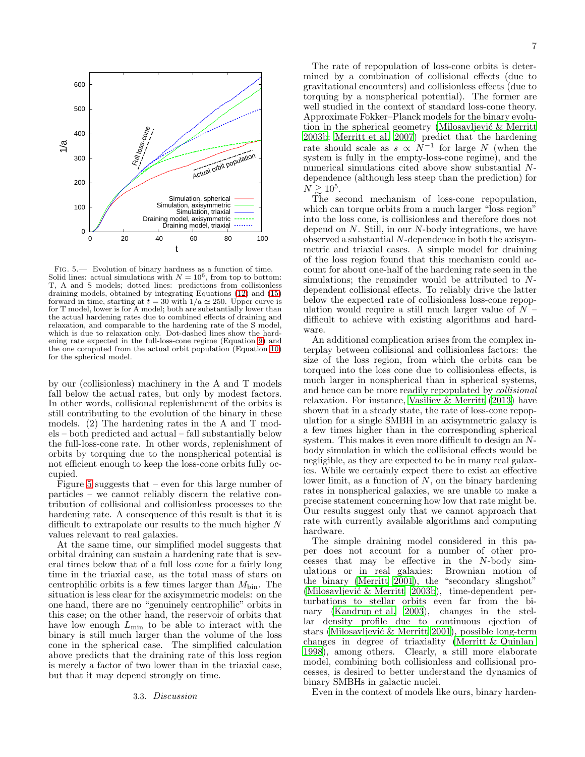FIG. 5.— Evolution of binary hardness as a function of time. Solid lines: actual simulations with $N = 10^6$, from top to bottom: T, A and S models; dotted lines: predictions from collisionless draining models, obtained by integrating Equations (12) and (15) forward in time, starting at $t = 30$ with $1/a \simeq 250$. Upper curve is for T model, lower is for A model; both are substantially lower than the actual hardening rates due to combined effects of draining and relaxation, and comparable to the hardening rate of the S model, which is due to relaxation only. Dot-dashed lines show the hardening rate expected in the full-loss-cone regime (Equation 9) and the one computed from the actual orbit population (Equation 10) for the spherical model.

by our (collisionless) machinery in the A and T models fall below the actual rates, but only by modest factors. In other words, collisional replenishment of the orbits is still contributing to the evolution of the binary in these models. (2) The hardening rates in the A and T models – both predicted and actual – fall substantially below the full-loss-cone rate. In other words, replenishment of orbits by torquing due to the nonspherical potential is not efficient enough to keep the loss-cone orbits fully occupied.

Figure 5 suggests that – even for this large number of particles – we cannot reliably discern the relative contribution of collisional and collisionless processes to the hardening rate. A consequence of this result is that it is difficult to extrapolate our results to the much higher $N$ values relevant to real galaxies.

At the same time, our simplified model suggests that orbital draining can sustain a hardening rate that is several times below that of a full loss cone for a fairly long time in the triaxial case, as the total mass of stars on centrophilic orbits is a few times larger than $M_{\rm bin}$. The situation is less clear for the axisymmetric models: on the one hand, there are no "genuinely centrophilic" orbits in this case; on the other hand, the reservoir of orbits that have low enough $L_{\rm min}$ to be able to interact with the binary is still much larger than the volume of the loss cone in the spherical case. The simplified calculation above predicts that the draining rate of this loss region is merely a factor of two lower than in the triaxial case, but that it may depend strongly on time.

### 3.3. *Discussion*

The rate of repopulation of loss-cone orbits is determined by a combination of collisional effects (due to gravitational encounters) and collisionless effects (due to torquing by a nonspherical potential). The former are well studied in the context of standard loss-cone theory. Approximate Fokker–Planck models for the binary evolution in the spherical geometry (Milosavljević & Merritt 2003b; Merritt et al. 2007) predict that the hardening rate should scale as $s \propto N^{-1}$ for large $N$ (when the system is fully in the empty-loss-cone regime), and the numerical simulations cited above show substantial $N$-dependence (although less steep than the prediction) for $N \gtrsim 10^5$.

The second mechanism of loss-cone repopulation, which can torque orbits from a much larger "loss region" into the loss cone, is collisionless and therefore does not depend on $N$. Still, in our $N$-body integrations, we have observed a substantial $N$-dependence in both the axisymmetric and triaxial cases. A simple model for draining of the loss region found that this mechanism could account for about one-half of the hardening rate seen in the simulations; the remainder would be attributed to $N$-dependent collisional effects. To reliably drive the latter below the expected rate of collisionless loss-cone repopulation would require a still much larger value of $N$ – difficult to achieve with existing algorithms and hardware.

An additional complication arises from the complex interplay between collisional and collisionless factors: the size of the loss region, from which the orbits can be torqued into the loss cone due to collisionless effects, is much larger in nonspherical than in spherical systems, and hence can be more readily repopulated by *collisional* relaxation. For instance, Vasiliev & Merritt (2013) have shown that in a steady state, the rate of loss-cone repopulation for a single SMBH in an axisymmetric galaxy is a few times higher than in the corresponding spherical system. This makes it even more difficult to design an $N$-body simulation in which the collisional effects would be negligible, as they are expected to be in many real galaxies. While we certainly expect there to exist an effective lower limit, as a function of $N$, on the binary hardening rates in nonspherical galaxies, we are unable to make a precise statement concerning how low that rate might be. Our results suggest only that we cannot approach that rate with currently available algorithms and computing hardware.

The simple draining model considered in this paper does not account for a number of other processes that may be effective in the $N$-body simulations or in real galaxies: Brownian motion of the binary (Merritt 2001), the "secondary slingshot" (Milosavljević & Merritt 2003b), time-dependent perturbations to stellar orbits even far from the binary (Kandrup et al. 2003), changes in the stellar density profile due to continuous ejection of stars (Milosavljević & Merritt 2001), possible long-term changes in degree of triaxiality (Merritt & Quinlan 1998), among others. Clearly, a still more elaborate model, combining both collisionless and collisional processes, is desired to better understand the dynamics of binary SMBHs in galactic nuclei.

Even in the context of models like ours, binary harden-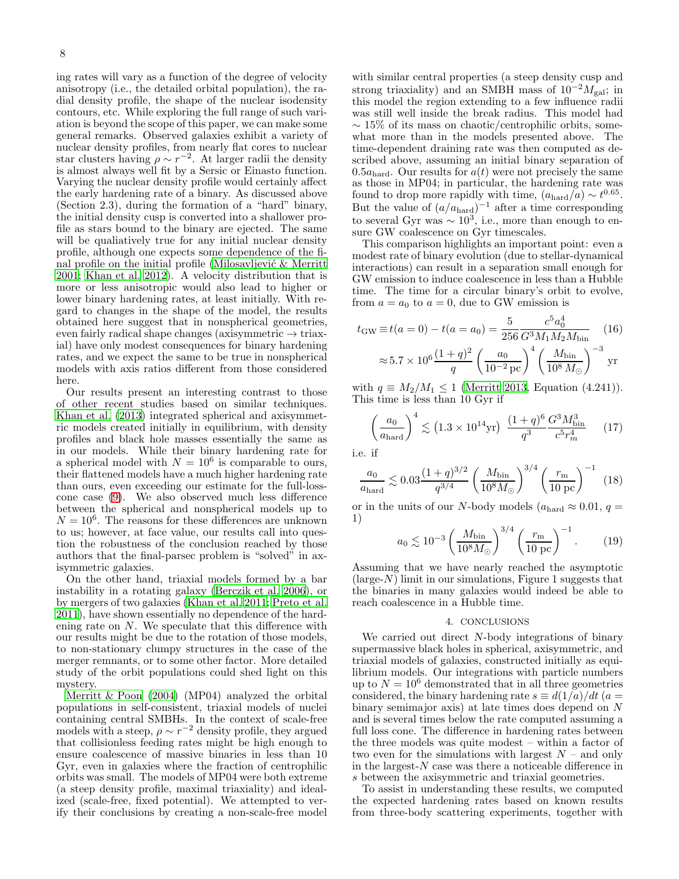ing rates will vary as a function of the degree of velocity anisotropy (i.e., the detailed orbital population), the radial density profile, the shape of the nuclear isodensity contours, etc. While exploring the full range of such variation is beyond the scope of this paper, we can make some general remarks. Observed galaxies exhibit a variety of nuclear density profiles, from nearly flat cores to nuclear star clusters having $\rho \sim r^{-2}$. At larger radii the density is almost always well fit by a Sersic or Einasto function. Varying the nuclear density profile would certainly affect the early hardening rate of a binary. As discussed above (Section 2.3), during the formation of a "hard" binary, the initial density cusp is converted into a shallower profile as stars bound to the binary are ejected. The same will be qualiatively true for any initial nuclear density profile, although one expects some dependence of the final profile on the initial profile (Milosavljević & Merritt 2001; Khan et al. 2012). A velocity distribution that is more or less anisotropic would also lead to higher or lower binary hardening rates, at least initially. With regard to changes in the shape of the model, the results obtained here suggest that in nonspherical geometries, even fairly radical shape changes (axisymmetric → triaxial) have only modest consequences for binary hardening rates, and we expect the same to be true in nonspherical models with axis ratios different from those considered here.

Our results present an interesting contrast to those of other recent studies based on similar techniques. Khan et al. (2013) integrated spherical and axisymmetric models created initially in equilibrium, with density profiles and black hole masses essentially the same as in our models. While their binary hardening rate for a spherical model with $N = 10^6$ is comparable to ours, their flattened models have a much higher hardening rate than ours, even exceeding our estimate for the full-loss-cone case (9). We also observed much less difference between the spherical and nonspherical models up to $N = 10^6$. The reasons for these differences are unknown to us; however, at face value, our results call into question the robustness of the conclusion reached by those authors that the final-parsec problem is "solved" in axisymmetric galaxies.

On the other hand, triaxial models formed by a bar instability in a rotating galaxy (Berczik et al. 2006), or by mergers of two galaxies (Khan et al. 2011; Preto et al. 2011), have shown essentially no dependence of the hardening rate on $N$. We speculate that this difference with our results might be due to the rotation of those models, to non-stationary clumpy structures in the case of the merger remnants, or to some other factor. More detailed study of the orbit populations could shed light on this mystery.

Merritt & Poon (2004) (MP04) analyzed the orbital populations in self-consistent, triaxial models of nuclei containing central SMBHs. In the context of scale-free models with a steep, $\rho \sim r^{-2}$ density profile, they argued that collisionless feeding rates might be high enough to ensure coalescence of massive binaries in less than 10 Gyr, even in galaxies where the fraction of centrophilic orbits was small. The models of MP04 were both extreme (a steep density profile, maximal triaxiality) and idealized (scale-free, fixed potential). We attempted to verify their conclusions by creating a non-scale-free model with similar central properties (a steep density cusp and strong triaxiality) and an SMBH mass of $10^{-2}M_{\rm gal}$; in this model the region extending to a few influence radii was still well inside the break radius. This model had $\sim 15\%$ of its mass on chaotic/centrophilic orbits, somewhat more than in the models presented above. The time-dependent draining rate was then computed as described above, assuming an initial binary separation of $0.5a_{\rm hard}$. Our results for $a(t)$ were not precisely the same as those in MP04; in particular, the hardening rate was found to drop more rapidly with time, $(a_{\rm hard}/a) \sim t^{0.65}$. But the value of $(a/a_{\rm hard})^{-1}$ after a time corresponding to several Gyr was $\sim 10^3$, i.e., more than enough to ensure GW coalescence on Gyr timescales.

This comparison highlights an important point: even a modest rate of binary evolution (due to stellar-dynamical interactions) can result in a separation small enough for GW emission to induce coalescence in less than a Hubble time. The time for a circular binary's orbit to evolve, from $a = a_0$ to $a = 0$, due to GW emission is

$$t_{\rm GW} \equiv t(a=0) - t(a=a_0) = \frac{5}{256}\frac{c^5 a_0^4}{G^3 M_1 M_2 M_{\rm bin}} \quad (16)$$

$$\approx 5.7 \times 10^6 \frac{(1+q)^2}{q}\left(\frac{a_0}{10^{-2}\,{\rm pc}}\right)^4 \left(\frac{M_{\rm bin}}{10^8\,M_\odot}\right)^{-3} {\rm yr}$$

with $q \equiv M_2/M_1 \leq 1$ (Merritt 2013, Equation (4.241)). This time is less than 10 Gyr if

$$\left(\frac{a_0}{a_{\rm hard}}\right)^4 \lesssim \left(1.3\times10^{14}{\rm yr}\right)\ \frac{(1+q)^6}{q^3}\frac{G^3 M_{\rm bin}^3}{c^5 r_m^4} \quad (17)$$

i.e. if

$$\frac{a_0}{a_{\rm hard}} \lesssim 0.03\frac{(1+q)^{3/2}}{q^{3/4}}\left(\frac{M_{\rm bin}}{10^8 M_\odot}\right)^{3/4}\left(\frac{r_{\rm m}}{10\ {\rm pc}}\right)^{-1} \quad (18)$$

or in the units of our $N$-body models ($a_{\rm hard} \approx 0.01$, $q = 1$)

$$a_0 \lesssim 10^{-3}\left(\frac{M_{\rm bin}}{10^8 M_\odot}\right)^{3/4}\left(\frac{r_{\rm m}}{10\ {\rm pc}}\right)^{-1}. \quad (19)$$

Assuming that we have nearly reached the asymptotic (large-$N$) limit in our simulations, Figure 1 suggests that the binaries in many galaxies would indeed be able to reach coalescence in a Hubble time.

## 4. CONCLUSIONS

We carried out direct $N$-body integrations of binary supermassive black holes in spherical, axisymmetric, and triaxial models of galaxies, constructed initially as equilibrium models. Our integrations with particle numbers up to $N = 10^6$ demonstrated that in all three geometries considered, the binary hardening rate $s \equiv d(1/a)/dt$ ($a$ = binary semimajor axis) at late times does depend on $N$ and is several times below the rate computed assuming a full loss cone. The difference in hardening rates between the three models was quite modest – within a factor of two even for the simulations with largest $N$ – and only in the largest-$N$ case was there a noticeable difference in $s$ between the axisymmetric and triaxial geometries.

To assist in understanding these results, we computed the expected hardening rates based on known results from three-body scattering experiments, together with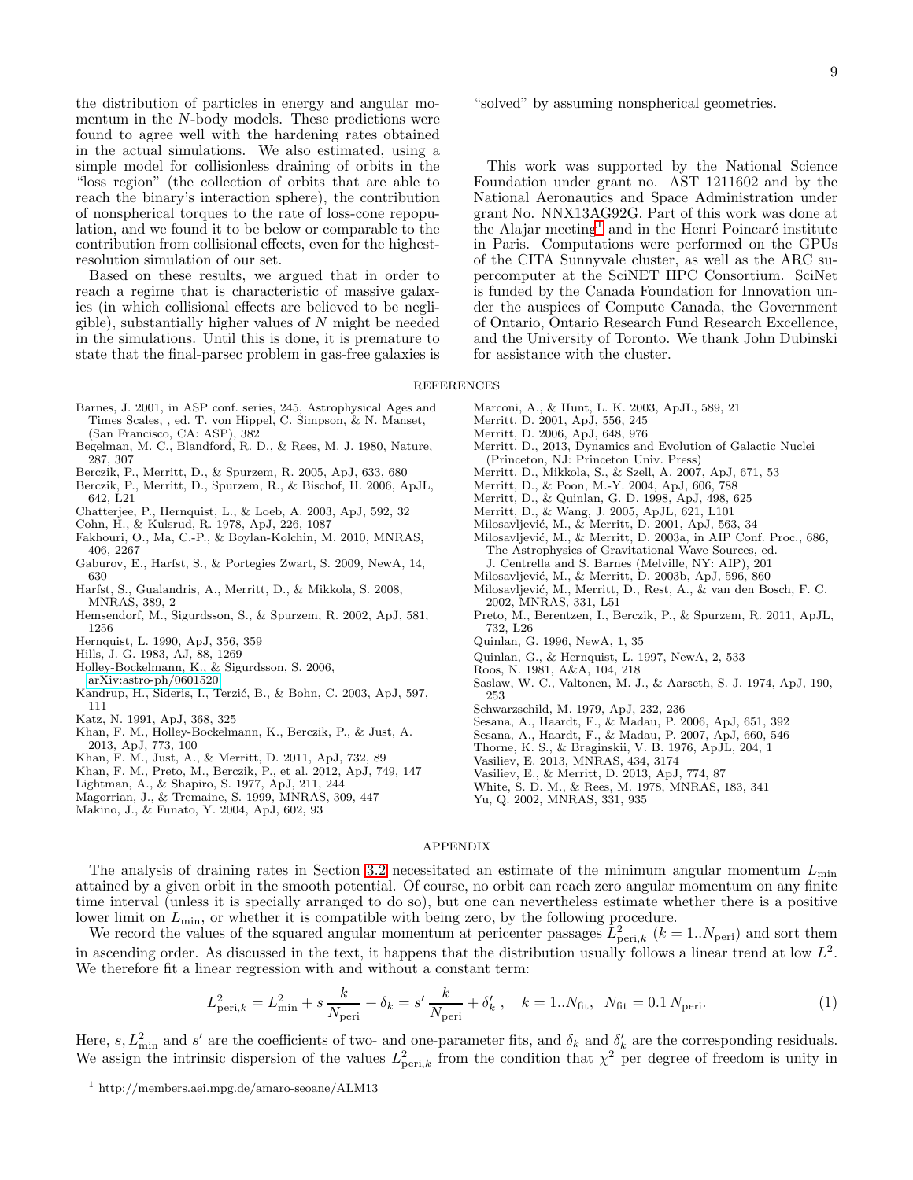the distribution of particles in energy and angular momentum in the $N$-body models. These predictions were found to agree well with the hardening rates obtained in the actual simulations. We also estimated, using a simple model for collisionless draining of orbits in the "loss region" (the collection of orbits that are able to reach the binary's interaction sphere), the contribution of nonspherical torques to the rate of loss-cone repopulation, and we found it to be below or comparable to the contribution from collisional effects, even for the highest-resolution simulation of our set.

Based on these results, we argued that in order to reach a regime that is characteristic of massive galaxies (in which collisional effects are believed to be negligible), substantially higher values of $N$ might be needed in the simulations. Until this is done, it is premature to state that the final-parsec problem in gas-free galaxies is "solved" by assuming nonspherical geometries.

This work was supported by the National Science Foundation under grant no. AST 1211602 and by the National Aeronautics and Space Administration under grant No. NNX13AG92G. Part of this work was done at the Alajar meeting[1] and in the Henri Poincaré institute in Paris. Computations were performed on the GPUs of the CITA Sunnyvale cluster, as well as the ARC supercomputer at the SciNET HPC Consortium. SciNet is funded by the Canada Foundation for Innovation under the auspices of Compute Canada, the Government of Ontario, Ontario Research Fund Research Excellence, and the University of Toronto. We thank John Dubinski for assistance with the cluster.

## REFERENCES

- Barnes, J. 2001, in ASP conf. series, 245, Astrophysical Ages and Times Scales, , ed. T. von Hippel, C. Simpson, & N. Manset, (San Francisco, CA: ASP), 382
- Begelman, M. C., Blandford, R. D., & Rees, M. J. 1980, Nature, 287, 307
- Berczik, P., Merritt, D., & Spurzem, R. 2005, ApJ, 633, 680
- Berczik, P., Merritt, D., Spurzem, R., & Bischof, H. 2006, ApJL, 642, L21
- Chatterjee, P., Hernquist, L., & Loeb, A. 2003, ApJ, 592, 32
- Cohn, H., & Kulsrud, R. 1978, ApJ, 226, 1087
- Fakhouri, O., Ma, C.-P., & Boylan-Kolchin, M. 2010, MNRAS, 406, 2267
- Gaburov, E., Harfst, S., & Portegies Zwart, S. 2009, NewA, 14, 630
- Harfst, S., Gualandris, A., Merritt, D., & Mikkola, S. 2008, MNRAS, 389, 2
- Hemsendorf, M., Sigurdsson, S., & Spurzem, R. 2002, ApJ, 581, 1256
- Hernquist, L. 1990, ApJ, 356, 359
- Hills, J. G. 1983, AJ, 88, 1269
- Holley-Bockelmann, K., & Sigurdsson, S. 2006, arXiv:astro-ph/0601520
- Kandrup, H., Sideris, I., Terzić, B., & Bohn, C. 2003, ApJ, 597, 111
- Katz, N. 1991, ApJ, 368, 325
- Khan, F. M., Holley-Bockelmann, K., Berczik, P., & Just, A. 2013, ApJ, 773, 100
- Khan, F. M., Just, A., & Merritt, D. 2011, ApJ, 732, 89
- Khan, F. M., Preto, M., Berczik, P., et al. 2012, ApJ, 749, 147
- Lightman, A., & Shapiro, S. 1977, ApJ, 211, 244
- Magorrian, J., & Tremaine, S. 1999, MNRAS, 309, 447
- Makino, J., & Funato, Y. 2004, ApJ, 602, 93
- Marconi, A., & Hunt, L. K. 2003, ApJL, 589, 21
- Merritt, D. 2001, ApJ, 556, 245
- Merritt, D. 2006, ApJ, 648, 976
- Merritt, D., 2013, Dynamics and Evolution of Galactic Nuclei (Princeton, NJ: Princeton Univ. Press)
- Merritt, D., Mikkola, S., & Szell, A. 2007, ApJ, 671, 53
- Merritt, D., & Poon, M.-Y. 2004, ApJ, 606, 788
- Merritt, D., & Quinlan, G. D. 1998, ApJ, 498, 625
- Merritt, D., & Wang, J. 2005, ApJL, 621, L101
- Milosavljević, M., & Merritt, D. 2001, ApJ, 563, 34
- Milosavljević, M., & Merritt, D. 2003a, in AIP Conf. Proc., 686, The Astrophysics of Gravitational Wave Sources, ed. J. Centrella and S. Barnes (Melville, NY: AIP), 201
- Milosavljević, M., & Merritt, D. 2003b, ApJ, 596, 860
- Milosavljević, M., Merritt, D., Rest, A., & van den Bosch, F. C. 2002, MNRAS, 331, L51
- Preto, M., Berentzen, I., Berczik, P., & Spurzem, R. 2011, ApJL, 732, L26
- Quinlan, G. 1996, NewA, 1, 35
- Quinlan, G., & Hernquist, L. 1997, NewA, 2, 533
- Roos, N. 1981, A&A, 104, 218
- Saslaw, W. C., Valtonen, M. J., & Aarseth, S. J. 1974, ApJ, 190, 253
- Schwarzschild, M. 1979, ApJ, 232, 236
- Sesana, A., Haardt, F., & Madau, P. 2006, ApJ, 651, 392
- Sesana, A., Haardt, F., & Madau, P. 2007, ApJ, 660, 546
- Thorne, K. S., & Braginskii, V. B. 1976, ApJL, 204, 1
- Vasiliev, E. 2013, MNRAS, 434, 3174
- Vasiliev, E., & Merritt, D. 2013, ApJ, 774, 87
- White, S. D. M., & Rees, M. 1978, MNRAS, 183, 341
- Yu, Q. 2002, MNRAS, 331, 935

## APPENDIX

The analysis of draining rates in Section 3.2 necessitated an estimate of the minimum angular momentum $L_{\rm min}$ attained by a given orbit in the smooth potential. Of course, no orbit can reach zero angular momentum on any finite time interval (unless it is specially arranged to do so), but one can nevertheless estimate whether there is a positive lower limit on $L_{\rm min}$, or whether it is compatible with being zero, by the following procedure.

We record the values of the squared angular momentum at pericenter passages $L^2_{{\rm peri},k}$ ($k=1..N_{\rm peri}$) and sort them in ascending order. As discussed in the text, it happens that the distribution usually follows a linear trend at low $L^2$. We therefore fit a linear regression with and without a constant term:

$$L^2_{{\rm peri},k} = L^2_{\rm min} + s\,\frac{k}{N_{\rm peri}} + \delta_k = s'\,\frac{k}{N_{\rm peri}} + \delta'_k\,, \quad k=1..N_{\rm fit},\;\; N_{\rm fit}=0.1\,N_{\rm peri}. \tag{1}$$

Here, $s, L^2_{\rm min}$ and $s'$ are the coefficients of two- and one-parameter fits, and $\delta_k$ and $\delta'_k$ are the corresponding residuals. We assign the intrinsic dispersion of the values $L^2_{{\rm peri},k}$ from the condition that $\chi^2$ per degree of freedom is unity in

[1] http://members.aei.mpg.de/amaro-seoane/ALM13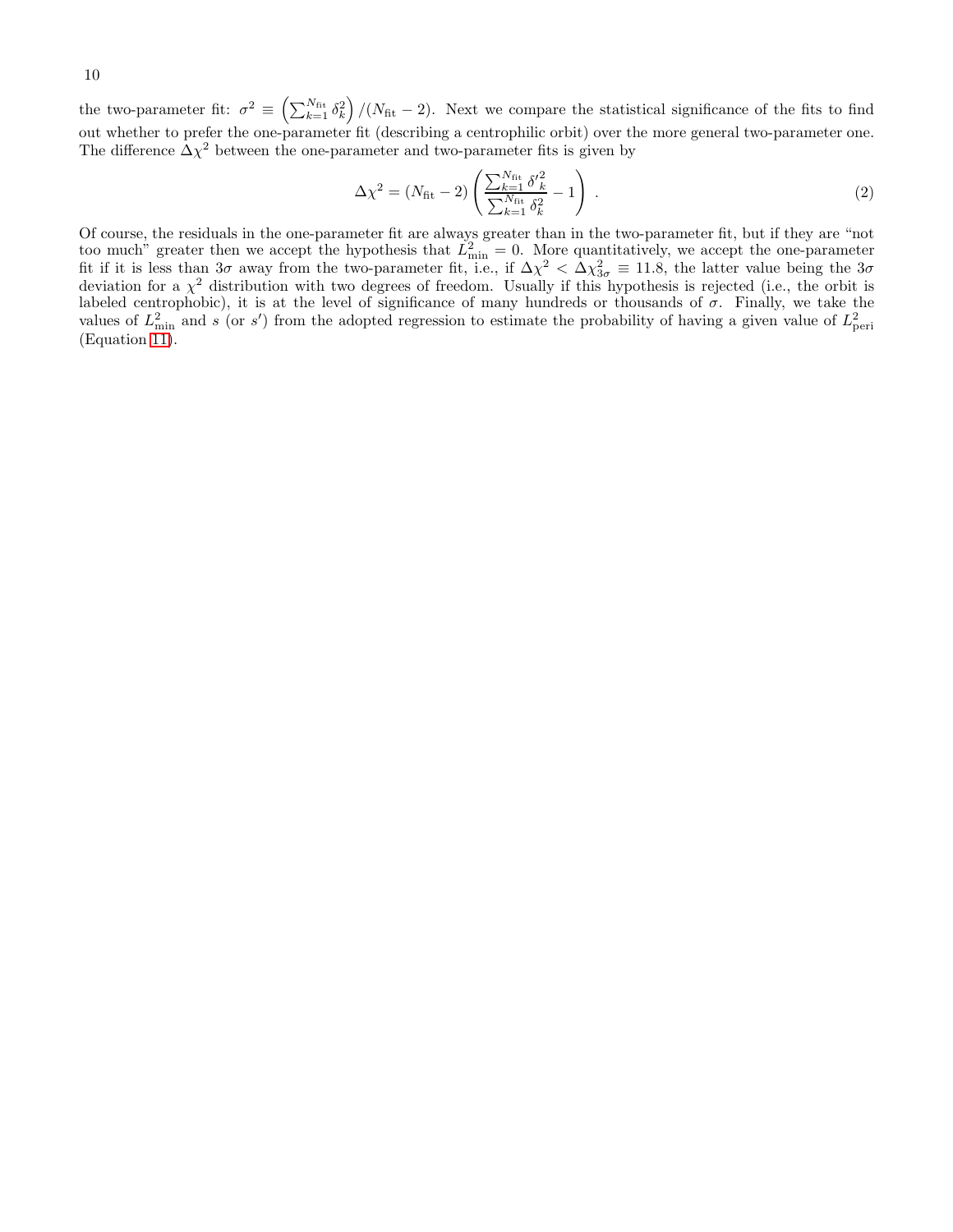the two-parameter fit: $\sigma^2 \equiv \left(\sum_{k=1}^{N_{\rm fit}} \delta_k^2\right)/(N_{\rm fit}-2)$. Next we compare the statistical significance of the fits to find out whether to prefer the one-parameter fit (describing a centrophilic orbit) over the more general two-parameter one. The difference $\Delta\chi^2$ between the one-parameter and two-parameter fits is given by

$$\Delta\chi^2 = (N_{\rm fit}-2)\left(\frac{\sum_{k=1}^{N_{\rm fit}} {\delta'}_k^2}{\sum_{k=1}^{N_{\rm fit}} \delta_k^2} - 1\right) \,. \tag{2}$$

Of course, the residuals in the one-parameter fit are always greater than in the two-parameter fit, but if they are "not too much" greater then we accept the hypothesis that $L^2_{\rm min} = 0$. More quantitatively, we accept the one-parameter fit if it is less than $3\sigma$ away from the two-parameter fit, i.e., if $\Delta\chi^2 < \Delta\chi^2_{3\sigma} \equiv 11.8$, the latter value being the $3\sigma$ deviation for a $\chi^2$ distribution with two degrees of freedom. Usually if this hypothesis is rejected (i.e., the orbit is labeled centrophobic), it is at the level of significance of many hundreds or thousands of $\sigma$. Finally, we take the values of $L^2_{\rm min}$ and $s$ (or $s'$) from the adopted regression to estimate the probability of having a given value of $L^2_{\rm peri}$ (Equation 11).